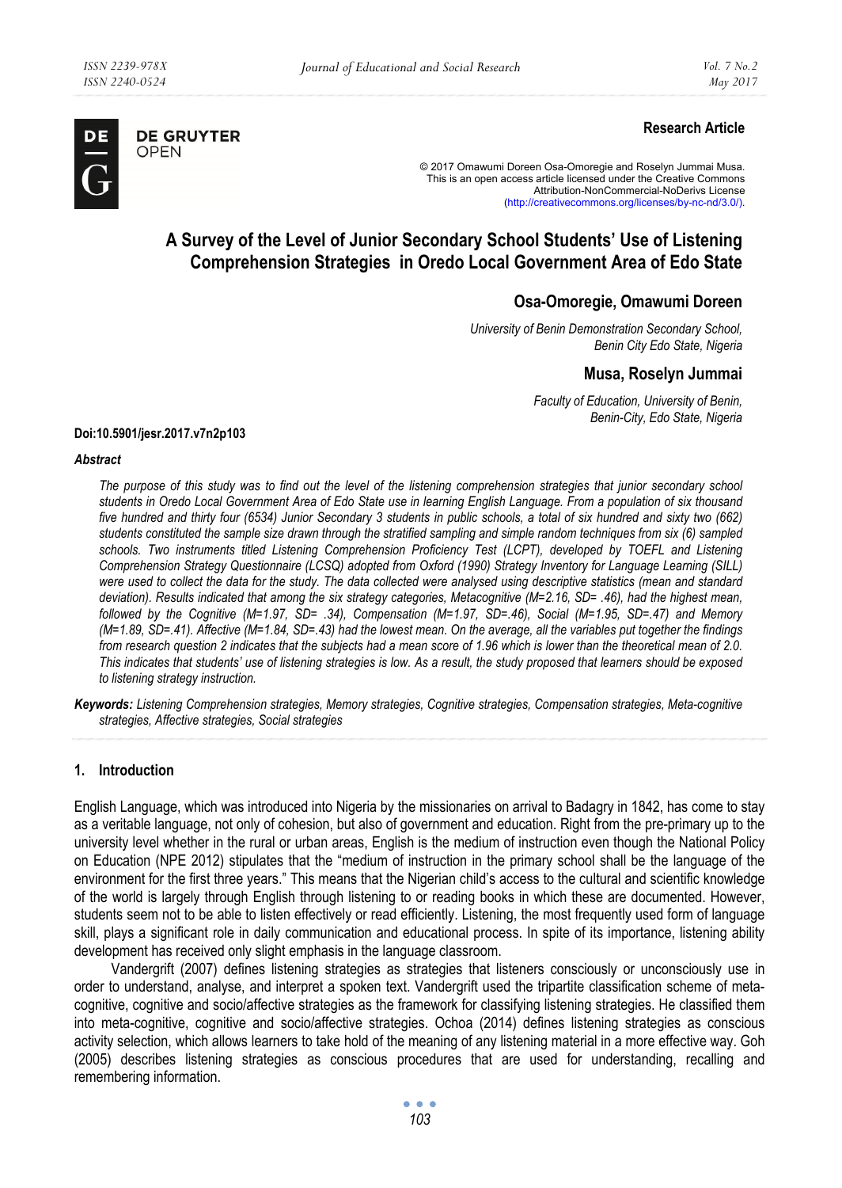**Research Article**

© 2017 Omawumi Doreen Osa-Omoregie and Roselyn Jummai Musa.
This is an open access article licensed under the Creative Commons Attribution-NonCommercial-NoDerivs License (http://creativecommons.org/licenses/by-nc-nd/3.0/).

# A Survey of the Level of Junior Secondary School Students' Use of Listening Comprehension Strategies in Oredo Local Government Area of Edo State

## Osa-Omoregie, Omawumi Doreen

*University of Benin Demonstration Secondary School, Benin City Edo State, Nigeria*

## Musa, Roselyn Jummai

*Faculty of Education, University of Benin, Benin-City, Edo State, Nigeria*

**Doi:10.5901/jesr.2017.v7n2p103**

***Abstract***

*The purpose of this study was to find out the level of the listening comprehension strategies that junior secondary school students in Oredo Local Government Area of Edo State use in learning English Language. From a population of six thousand five hundred and thirty four (6534) Junior Secondary 3 students in public schools, a total of six hundred and sixty two (662) students constituted the sample size drawn through the stratified sampling and simple random techniques from six (6) sampled schools. Two instruments titled Listening Comprehension Proficiency Test (LCPT), developed by TOEFL and Listening Comprehension Strategy Questionnaire (LCSQ) adopted from Oxford (1990) Strategy Inventory for Language Learning (SILL) were used to collect the data for the study. The data collected were analysed using descriptive statistics (mean and standard deviation). Results indicated that among the six strategy categories, Metacognitive (M=2.16, SD= .46), had the highest mean, followed by the Cognitive (M=1.97, SD= .34), Compensation (M=1.97, SD=.46), Social (M=1.95, SD=.47) and Memory (M=1.89, SD=.41). Affective (M=1.84, SD=.43) had the lowest mean. On the average, all the variables put together the findings from research question 2 indicates that the subjects had a mean score of 1.96 which is lower than the theoretical mean of 2.0. This indicates that students' use of listening strategies is low. As a result, the study proposed that learners should be exposed to listening strategy instruction.*

**Keywords:** *Listening Comprehension strategies, Memory strategies, Cognitive strategies, Compensation strategies, Meta-cognitive strategies, Affective strategies, Social strategies*

## 1. Introduction

English Language, which was introduced into Nigeria by the missionaries on arrival to Badagry in 1842, has come to stay as a veritable language, not only of cohesion, but also of government and education. Right from the pre-primary up to the university level whether in the rural or urban areas, English is the medium of instruction even though the National Policy on Education (NPE 2012) stipulates that the "medium of instruction in the primary school shall be the language of the environment for the first three years." This means that the Nigerian child's access to the cultural and scientific knowledge of the world is largely through English through listening to or reading books in which these are documented. However, students seem not to be able to listen effectively or read efficiently. Listening, the most frequently used form of language skill, plays a significant role in daily communication and educational process. In spite of its importance, listening ability development has received only slight emphasis in the language classroom.

Vandergrift (2007) defines listening strategies as strategies that listeners consciously or unconsciously use in order to understand, analyse, and interpret a spoken text. Vandergrift used the tripartite classification scheme of meta-cognitive, cognitive and socio/affective strategies as the framework for classifying listening strategies. He classified them into meta-cognitive, cognitive and socio/affective strategies. Ochoa (2014) defines listening strategies as conscious activity selection, which allows learners to take hold of the meaning of any listening material in a more effective way. Goh (2005) describes listening strategies as conscious procedures that are used for understanding, recalling and remembering information.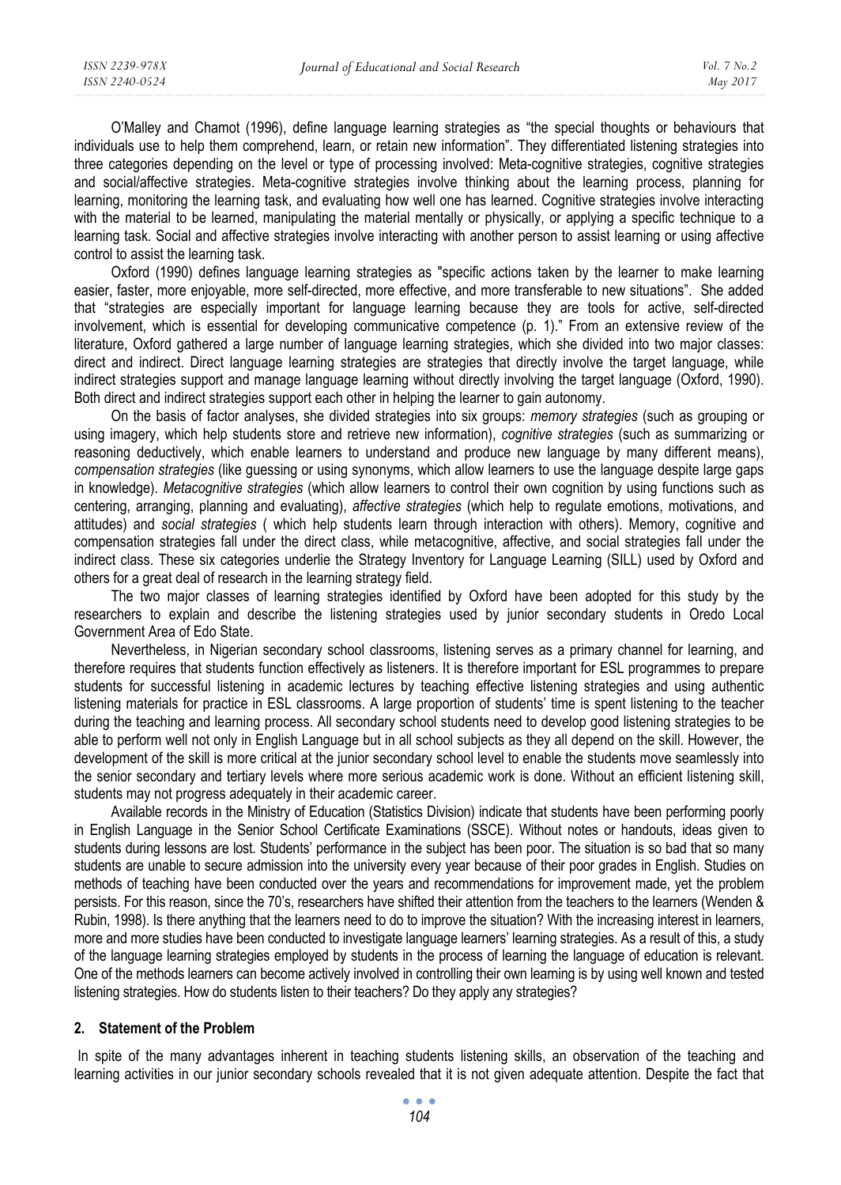O'Malley and Chamot (1996), define language learning strategies as "the special thoughts or behaviours that individuals use to help them comprehend, learn, or retain new information". They differentiated listening strategies into three categories depending on the level or type of processing involved: Meta-cognitive strategies, cognitive strategies and social/affective strategies. Meta-cognitive strategies involve thinking about the learning process, planning for learning, monitoring the learning task, and evaluating how well one has learned. Cognitive strategies involve interacting with the material to be learned, manipulating the material mentally or physically, or applying a specific technique to a learning task. Social and affective strategies involve interacting with another person to assist learning or using affective control to assist the learning task.

Oxford (1990) defines language learning strategies as "specific actions taken by the learner to make learning easier, faster, more enjoyable, more self-directed, more effective, and more transferable to new situations". She added that "strategies are especially important for language learning because they are tools for active, self-directed involvement, which is essential for developing communicative competence (p. 1)." From an extensive review of the literature, Oxford gathered a large number of language learning strategies, which she divided into two major classes: direct and indirect. Direct language learning strategies are strategies that directly involve the target language, while indirect strategies support and manage language learning without directly involving the target language (Oxford, 1990). Both direct and indirect strategies support each other in helping the learner to gain autonomy.

On the basis of factor analyses, she divided strategies into six groups: *memory strategies* (such as grouping or using imagery, which help students store and retrieve new information), *cognitive strategies* (such as summarizing or reasoning deductively, which enable learners to understand and produce new language by many different means), *compensation strategies* (like guessing or using synonyms, which allow learners to use the language despite large gaps in knowledge). *Metacognitive strategies* (which allow learners to control their own cognition by using functions such as centering, arranging, planning and evaluating), *affective strategies* (which help to regulate emotions, motivations, and attitudes) and *social strategies* ( which help students learn through interaction with others). Memory, cognitive and compensation strategies fall under the direct class, while metacognitive, affective, and social strategies fall under the indirect class. These six categories underlie the Strategy Inventory for Language Learning (SILL) used by Oxford and others for a great deal of research in the learning strategy field.

The two major classes of learning strategies identified by Oxford have been adopted for this study by the researchers to explain and describe the listening strategies used by junior secondary students in Oredo Local Government Area of Edo State.

Nevertheless, in Nigerian secondary school classrooms, listening serves as a primary channel for learning, and therefore requires that students function effectively as listeners. It is therefore important for ESL programmes to prepare students for successful listening in academic lectures by teaching effective listening strategies and using authentic listening materials for practice in ESL classrooms. A large proportion of students' time is spent listening to the teacher during the teaching and learning process. All secondary school students need to develop good listening strategies to be able to perform well not only in English Language but in all school subjects as they all depend on the skill. However, the development of the skill is more critical at the junior secondary school level to enable the students move seamlessly into the senior secondary and tertiary levels where more serious academic work is done. Without an efficient listening skill, students may not progress adequately in their academic career.

Available records in the Ministry of Education (Statistics Division) indicate that students have been performing poorly in English Language in the Senior School Certificate Examinations (SSCE). Without notes or handouts, ideas given to students during lessons are lost. Students' performance in the subject has been poor. The situation is so bad that so many students are unable to secure admission into the university every year because of their poor grades in English. Studies on methods of teaching have been conducted over the years and recommendations for improvement made, yet the problem persists. For this reason, since the 70's, researchers have shifted their attention from the teachers to the learners (Wenden & Rubin, 1998). Is there anything that the learners need to do to improve the situation? With the increasing interest in learners, more and more studies have been conducted to investigate language learners' learning strategies. As a result of this, a study of the language learning strategies employed by students in the process of learning the language of education is relevant. One of the methods learners can become actively involved in controlling their own learning is by using well known and tested listening strategies. How do students listen to their teachers? Do they apply any strategies?

## 2. Statement of the Problem

In spite of the many advantages inherent in teaching students listening skills, an observation of the teaching and learning activities in our junior secondary schools revealed that it is not given adequate attention. Despite the fact that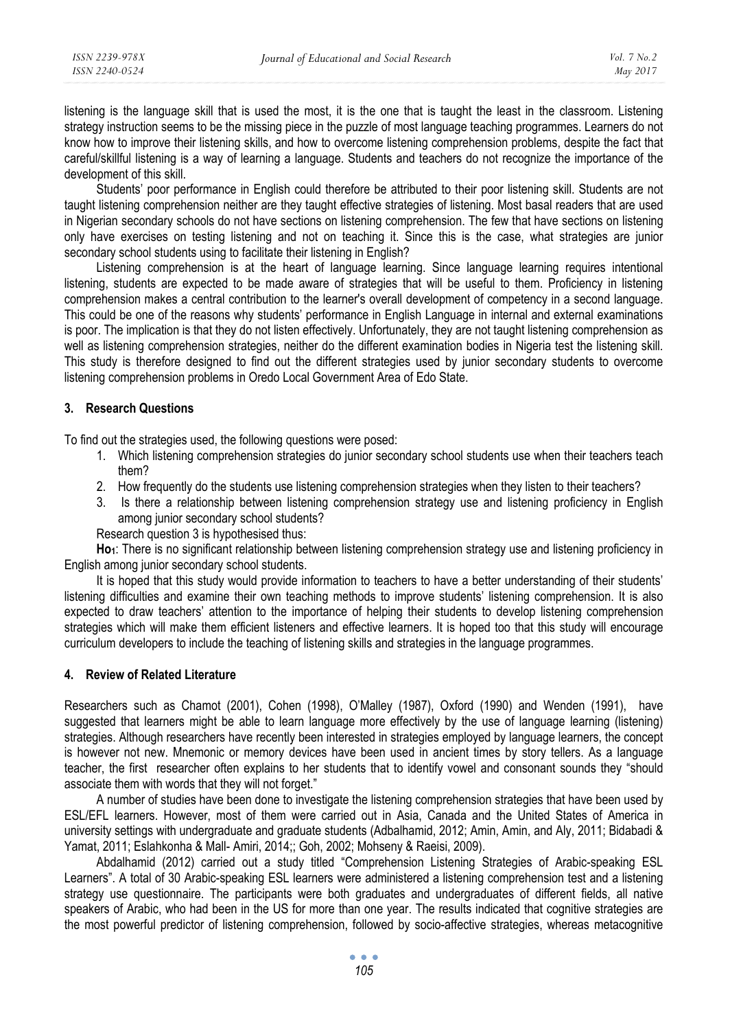listening is the language skill that is used the most, it is the one that is taught the least in the classroom. Listening strategy instruction seems to be the missing piece in the puzzle of most language teaching programmes. Learners do not know how to improve their listening skills, and how to overcome listening comprehension problems, despite the fact that careful/skillful listening is a way of learning a language. Students and teachers do not recognize the importance of the development of this skill.

Students' poor performance in English could therefore be attributed to their poor listening skill. Students are not taught listening comprehension neither are they taught effective strategies of listening. Most basal readers that are used in Nigerian secondary schools do not have sections on listening comprehension. The few that have sections on listening only have exercises on testing listening and not on teaching it. Since this is the case, what strategies are junior secondary school students using to facilitate their listening in English?

Listening comprehension is at the heart of language learning. Since language learning requires intentional listening, students are expected to be made aware of strategies that will be useful to them. Proficiency in listening comprehension makes a central contribution to the learner's overall development of competency in a second language. This could be one of the reasons why students' performance in English Language in internal and external examinations is poor. The implication is that they do not listen effectively. Unfortunately, they are not taught listening comprehension as well as listening comprehension strategies, neither do the different examination bodies in Nigeria test the listening skill. This study is therefore designed to find out the different strategies used by junior secondary students to overcome listening comprehension problems in Oredo Local Government Area of Edo State.

## 3. Research Questions

To find out the strategies used, the following questions were posed:

1. Which listening comprehension strategies do junior secondary school students use when their teachers teach them?
2. How frequently do the students use listening comprehension strategies when they listen to their teachers?
3. Is there a relationship between listening comprehension strategy use and listening proficiency in English among junior secondary school students?

Research question 3 is hypothesised thus:

**Ho1**: There is no significant relationship between listening comprehension strategy use and listening proficiency in English among junior secondary school students.

It is hoped that this study would provide information to teachers to have a better understanding of their students' listening difficulties and examine their own teaching methods to improve students' listening comprehension. It is also expected to draw teachers' attention to the importance of helping their students to develop listening comprehension strategies which will make them efficient listeners and effective learners. It is hoped too that this study will encourage curriculum developers to include the teaching of listening skills and strategies in the language programmes.

## 4. Review of Related Literature

Researchers such as Chamot (2001), Cohen (1998), O'Malley (1987), Oxford (1990) and Wenden (1991), have suggested that learners might be able to learn language more effectively by the use of language learning (listening) strategies. Although researchers have recently been interested in strategies employed by language learners, the concept is however not new. Mnemonic or memory devices have been used in ancient times by story tellers. As a language teacher, the first researcher often explains to her students that to identify vowel and consonant sounds they "should associate them with words that they will not forget."

A number of studies have been done to investigate the listening comprehension strategies that have been used by ESL/EFL learners. However, most of them were carried out in Asia, Canada and the United States of America in university settings with undergraduate and graduate students (Adbalhamid, 2012; Amin, Amin, and Aly, 2011; Bidabadi & Yamat, 2011; Eslahkonha & Mall- Amiri, 2014;; Goh, 2002; Mohseny & Raeisi, 2009).

Abdalhamid (2012) carried out a study titled "Comprehension Listening Strategies of Arabic-speaking ESL Learners". A total of 30 Arabic-speaking ESL learners were administered a listening comprehension test and a listening strategy use questionnaire. The participants were both graduates and undergraduates of different fields, all native speakers of Arabic, who had been in the US for more than one year. The results indicated that cognitive strategies are the most powerful predictor of listening comprehension, followed by socio-affective strategies, whereas metacognitive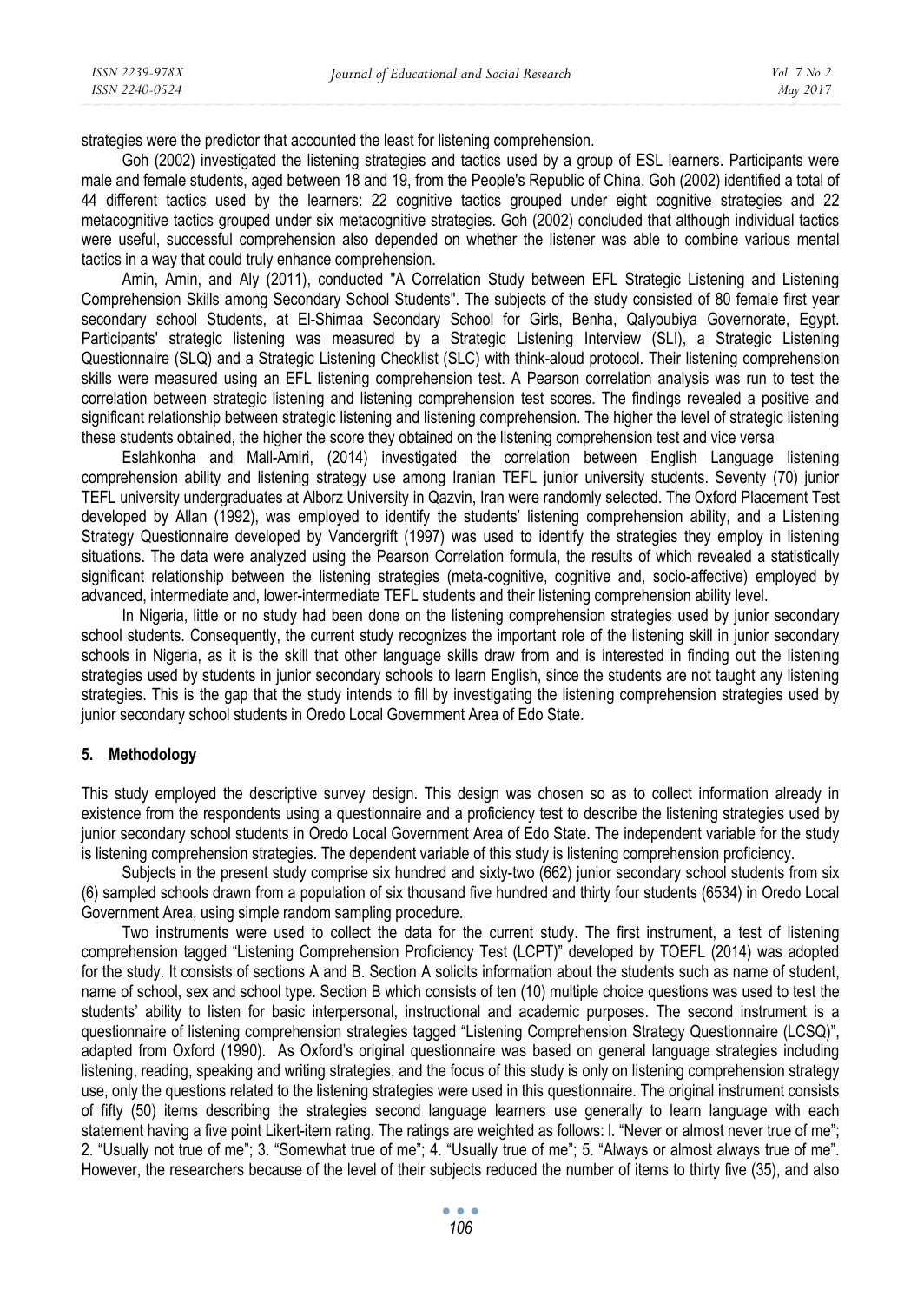strategies were the predictor that accounted the least for listening comprehension.

Goh (2002) investigated the listening strategies and tactics used by a group of ESL learners. Participants were male and female students, aged between 18 and 19, from the People's Republic of China. Goh (2002) identified a total of 44 different tactics used by the learners: 22 cognitive tactics grouped under eight cognitive strategies and 22 metacognitive tactics grouped under six metacognitive strategies. Goh (2002) concluded that although individual tactics were useful, successful comprehension also depended on whether the listener was able to combine various mental tactics in a way that could truly enhance comprehension.

Amin, Amin, and Aly (2011), conducted "A Correlation Study between EFL Strategic Listening and Listening Comprehension Skills among Secondary School Students". The subjects of the study consisted of 80 female first year secondary school Students, at El-Shimaa Secondary School for Girls, Benha, Qalyoubiya Governorate, Egypt. Participants' strategic listening was measured by a Strategic Listening Interview (SLI), a Strategic Listening Questionnaire (SLQ) and a Strategic Listening Checklist (SLC) with think-aloud protocol. Their listening comprehension skills were measured using an EFL listening comprehension test. A Pearson correlation analysis was run to test the correlation between strategic listening and listening comprehension test scores. The findings revealed a positive and significant relationship between strategic listening and listening comprehension. The higher the level of strategic listening these students obtained, the higher the score they obtained on the listening comprehension test and vice versa

Eslahkonha and Mall-Amiri, (2014) investigated the correlation between English Language listening comprehension ability and listening strategy use among Iranian TEFL junior university students. Seventy (70) junior TEFL university undergraduates at Alborz University in Qazvin, Iran were randomly selected. The Oxford Placement Test developed by Allan (1992), was employed to identify the students' listening comprehension ability, and a Listening Strategy Questionnaire developed by Vandergrift (1997) was used to identify the strategies they employ in listening situations. The data were analyzed using the Pearson Correlation formula, the results of which revealed a statistically significant relationship between the listening strategies (meta-cognitive, cognitive and, socio-affective) employed by advanced, intermediate and, lower-intermediate TEFL students and their listening comprehension ability level.

In Nigeria, little or no study had been done on the listening comprehension strategies used by junior secondary school students. Consequently, the current study recognizes the important role of the listening skill in junior secondary schools in Nigeria, as it is the skill that other language skills draw from and is interested in finding out the listening strategies used by students in junior secondary schools to learn English, since the students are not taught any listening strategies. This is the gap that the study intends to fill by investigating the listening comprehension strategies used by junior secondary school students in Oredo Local Government Area of Edo State.

## 5. Methodology

This study employed the descriptive survey design. This design was chosen so as to collect information already in existence from the respondents using a questionnaire and a proficiency test to describe the listening strategies used by junior secondary school students in Oredo Local Government Area of Edo State. The independent variable for the study is listening comprehension strategies. The dependent variable of this study is listening comprehension proficiency.

Subjects in the present study comprise six hundred and sixty-two (662) junior secondary school students from six (6) sampled schools drawn from a population of six thousand five hundred and thirty four students (6534) in Oredo Local Government Area, using simple random sampling procedure.

Two instruments were used to collect the data for the current study. The first instrument, a test of listening comprehension tagged "Listening Comprehension Proficiency Test (LCPT)" developed by TOEFL (2014) was adopted for the study. It consists of sections A and B. Section A solicits information about the students such as name of student, name of school, sex and school type. Section B which consists of ten (10) multiple choice questions was used to test the students' ability to listen for basic interpersonal, instructional and academic purposes. The second instrument is a questionnaire of listening comprehension strategies tagged "Listening Comprehension Strategy Questionnaire (LCSQ)", adapted from Oxford (1990). As Oxford's original questionnaire was based on general language strategies including listening, reading, speaking and writing strategies, and the focus of this study is only on listening comprehension strategy use, only the questions related to the listening strategies were used in this questionnaire. The original instrument consists of fifty (50) items describing the strategies second language learners use generally to learn language with each statement having a five point Likert-item rating. The ratings are weighted as follows: l. "Never or almost never true of me"; 2. "Usually not true of me"; 3. "Somewhat true of me"; 4. "Usually true of me"; 5. "Always or almost always true of me". However, the researchers because of the level of their subjects reduced the number of items to thirty five (35), and also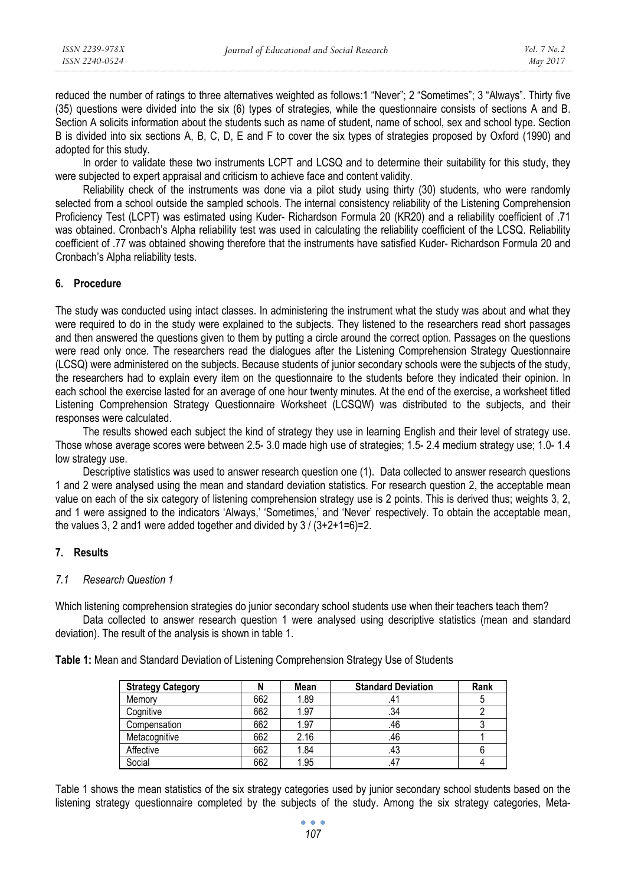reduced the number of ratings to three alternatives weighted as follows:1 "Never"; 2 "Sometimes"; 3 "Always". Thirty five (35) questions were divided into the six (6) types of strategies, while the questionnaire consists of sections A and B. Section A solicits information about the students such as name of student, name of school, sex and school type. Section B is divided into six sections A, B, C, D, E and F to cover the six types of strategies proposed by Oxford (1990) and adopted for this study.

In order to validate these two instruments LCPT and LCSQ and to determine their suitability for this study, they were subjected to expert appraisal and criticism to achieve face and content validity.

Reliability check of the instruments was done via a pilot study using thirty (30) students, who were randomly selected from a school outside the sampled schools. The internal consistency reliability of the Listening Comprehension Proficiency Test (LCPT) was estimated using Kuder- Richardson Formula 20 (KR20) and a reliability coefficient of .71 was obtained. Cronbach's Alpha reliability test was used in calculating the reliability coefficient of the LCSQ. Reliability coefficient of .77 was obtained showing therefore that the instruments have satisfied Kuder- Richardson Formula 20 and Cronbach's Alpha reliability tests.

## 6. Procedure

The study was conducted using intact classes. In administering the instrument what the study was about and what they were required to do in the study were explained to the subjects. They listened to the researchers read short passages and then answered the questions given to them by putting a circle around the correct option. Passages on the questions were read only once. The researchers read the dialogues after the Listening Comprehension Strategy Questionnaire (LCSQ) were administered on the subjects. Because students of junior secondary schools were the subjects of the study, the researchers had to explain every item on the questionnaire to the students before they indicated their opinion. In each school the exercise lasted for an average of one hour twenty minutes. At the end of the exercise, a worksheet titled Listening Comprehension Strategy Questionnaire Worksheet (LCSQW) was distributed to the subjects, and their responses were calculated.

The results showed each subject the kind of strategy they use in learning English and their level of strategy use. Those whose average scores were between 2.5- 3.0 made high use of strategies; 1.5- 2.4 medium strategy use; 1.0- 1.4 low strategy use.

Descriptive statistics was used to answer research question one (1). Data collected to answer research questions 1 and 2 were analysed using the mean and standard deviation statistics. For research question 2, the acceptable mean value on each of the six category of listening comprehension strategy use is 2 points. This is derived thus; weights 3, 2, and 1 were assigned to the indicators 'Always,' 'Sometimes,' and 'Never' respectively. To obtain the acceptable mean, the values 3, 2 and1 were added together and divided by 3 / (3+2+1=6)=2.

## 7. Results

### *7.1 Research Question 1*

Which listening comprehension strategies do junior secondary school students use when their teachers teach them?

Data collected to answer research question 1 were analysed using descriptive statistics (mean and standard deviation). The result of the analysis is shown in table 1.

**Table 1:** Mean and Standard Deviation of Listening Comprehension Strategy Use of Students

| Strategy Category | N | Mean | Standard Deviation | Rank |
|---|---|---|---|---|
| Memory | 662 | 1.89 | .41 | 5 |
| Cognitive | 662 | 1.97 | .34 | 2 |
| Compensation | 662 | 1.97 | .46 | 3 |
| Metacognitive | 662 | 2.16 | .46 | 1 |
| Affective | 662 | 1.84 | .43 | 6 |
| Social | 662 | 1.95 | .47 | 4 |

Table 1 shows the mean statistics of the six strategy categories used by junior secondary school students based on the listening strategy questionnaire completed by the subjects of the study. Among the six strategy categories, Meta-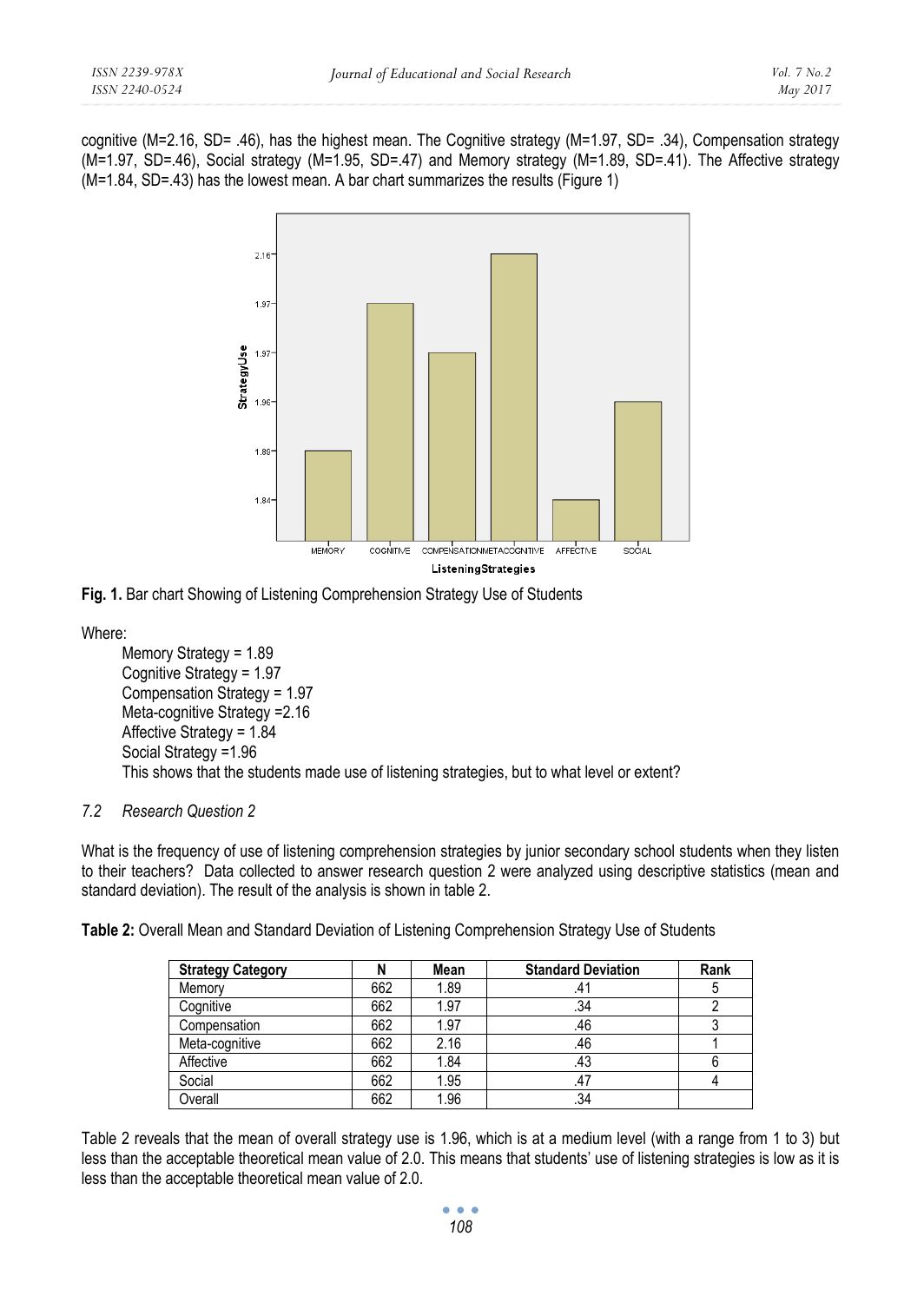cognitive (M=2.16, SD= .46), has the highest mean. The Cognitive strategy (M=1.97, SD= .34), Compensation strategy (M=1.97, SD=.46), Social strategy (M=1.95, SD=.47) and Memory strategy (M=1.89, SD=.41). The Affective strategy (M=1.84, SD=.43) has the lowest mean. A bar chart summarizes the results (Figure 1)

StrategyUse

2.16
1.97
1.97
1.96
1.89
1.84

MEMORY
COGNITIVE
COMPENSATION
METACOGNITIVE
AFFECTIVE
SOCIAL

ListeningStrategies

**Fig. 1.** Bar chart Showing of Listening Comprehension Strategy Use of Students

Where:

Memory Strategy = 1.89
Cognitive Strategy = 1.97
Compensation Strategy = 1.97
Meta-cognitive Strategy =2.16
Affective Strategy = 1.84
Social Strategy =1.96
This shows that the students made use of listening strategies, but to what level or extent?

### *7.2 Research Question 2*

What is the frequency of use of listening comprehension strategies by junior secondary school students when they listen to their teachers? Data collected to answer research question 2 were analyzed using descriptive statistics (mean and standard deviation). The result of the analysis is shown in table 2.

**Table 2:** Overall Mean and Standard Deviation of Listening Comprehension Strategy Use of Students

| Strategy Category | N | Mean | Standard Deviation | Rank |
|---|---|---|---|---|
| Memory | 662 | 1.89 | .41 | 5 |
| Cognitive | 662 | 1.97 | .34 | 2 |
| Compensation | 662 | 1.97 | .46 | 3 |
| Meta-cognitive | 662 | 2.16 | .46 | 1 |
| Affective | 662 | 1.84 | .43 | 6 |
| Social | 662 | 1.95 | .47 | 4 |
| Overall | 662 | 1.96 | .34 | |

Table 2 reveals that the mean of overall strategy use is 1.96, which is at a medium level (with a range from 1 to 3) but less than the acceptable theoretical mean value of 2.0. This means that students' use of listening strategies is low as it is less than the acceptable theoretical mean value of 2.0.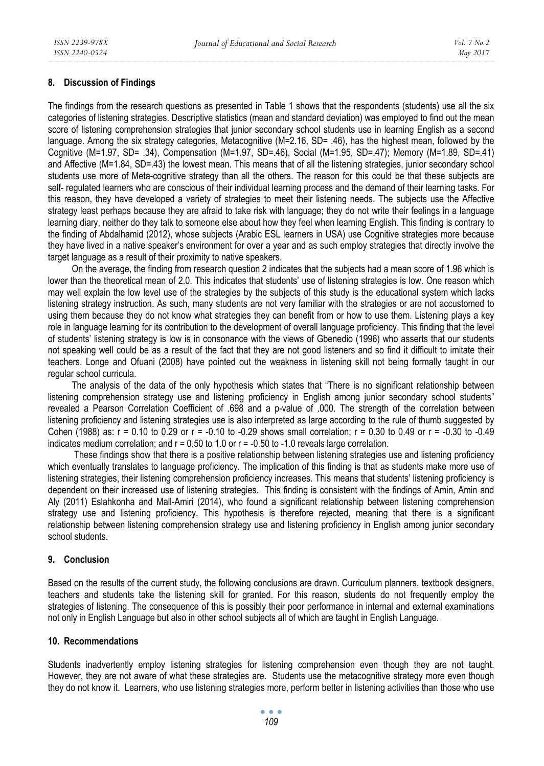## 8. Discussion of Findings

The findings from the research questions as presented in Table 1 shows that the respondents (students) use all the six categories of listening strategies. Descriptive statistics (mean and standard deviation) was employed to find out the mean score of listening comprehension strategies that junior secondary school students use in learning English as a second language. Among the six strategy categories, Metacognitive (M=2.16, SD= .46), has the highest mean, followed by the Cognitive (M=1.97, SD= .34), Compensation (M=1.97, SD=.46), Social (M=1.95, SD=.47); Memory (M=1.89, SD=.41) and Affective (M=1.84, SD=.43) the lowest mean. This means that of all the listening strategies, junior secondary school students use more of Meta-cognitive strategy than all the others. The reason for this could be that these subjects are self- regulated learners who are conscious of their individual learning process and the demand of their learning tasks. For this reason, they have developed a variety of strategies to meet their listening needs. The subjects use the Affective strategy least perhaps because they are afraid to take risk with language; they do not write their feelings in a language learning diary, neither do they talk to someone else about how they feel when learning English. This finding is contrary to the finding of Abdalhamid (2012), whose subjects (Arabic ESL learners in USA) use Cognitive strategies more because they have lived in a native speaker's environment for over a year and as such employ strategies that directly involve the target language as a result of their proximity to native speakers.

On the average, the finding from research question 2 indicates that the subjects had a mean score of 1.96 which is lower than the theoretical mean of 2.0. This indicates that students' use of listening strategies is low. One reason which may well explain the low level use of the strategies by the subjects of this study is the educational system which lacks listening strategy instruction. As such, many students are not very familiar with the strategies or are not accustomed to using them because they do not know what strategies they can benefit from or how to use them. Listening plays a key role in language learning for its contribution to the development of overall language proficiency. This finding that the level of students' listening strategy is low is in consonance with the views of Gbenedio (1996) who asserts that our students not speaking well could be as a result of the fact that they are not good listeners and so find it difficult to imitate their teachers. Longe and Ofuani (2008) have pointed out the weakness in listening skill not being formally taught in our regular school curricula.

The analysis of the data of the only hypothesis which states that "There is no significant relationship between listening comprehension strategy use and listening proficiency in English among junior secondary school students" revealed a Pearson Correlation Coefficient of .698 and a p-value of .000. The strength of the correlation between listening proficiency and listening strategies use is also interpreted as large according to the rule of thumb suggested by Cohen (1988) as: $r = 0.10$ to $0.29$ or $r = -0.10$ to $-0.29$ shows small correlation; $r = 0.30$ to $0.49$ or $r = -0.30$ to $-0.49$ indicates medium correlation; and $r = 0.50$ to $1.0$ or $r = -0.50$ to $-1.0$ reveals large correlation.

These findings show that there is a positive relationship between listening strategies use and listening proficiency which eventually translates to language proficiency. The implication of this finding is that as students make more use of listening strategies, their listening comprehension proficiency increases. This means that students' listening proficiency is dependent on their increased use of listening strategies. This finding is consistent with the findings of Amin, Amin and Aly (2011) Eslahkonha and Mall-Amiri (2014), who found a significant relationship between listening comprehension strategy use and listening proficiency. This hypothesis is therefore rejected, meaning that there is a significant relationship between listening comprehension strategy use and listening proficiency in English among junior secondary school students.

## 9. Conclusion

Based on the results of the current study, the following conclusions are drawn. Curriculum planners, textbook designers, teachers and students take the listening skill for granted. For this reason, students do not frequently employ the strategies of listening. The consequence of this is possibly their poor performance in internal and external examinations not only in English Language but also in other school subjects all of which are taught in English Language.

## 10. Recommendations

Students inadvertently employ listening strategies for listening comprehension even though they are not taught. However, they are not aware of what these strategies are. Students use the metacognitive strategy more even though they do not know it. Learners, who use listening strategies more, perform better in listening activities than those who use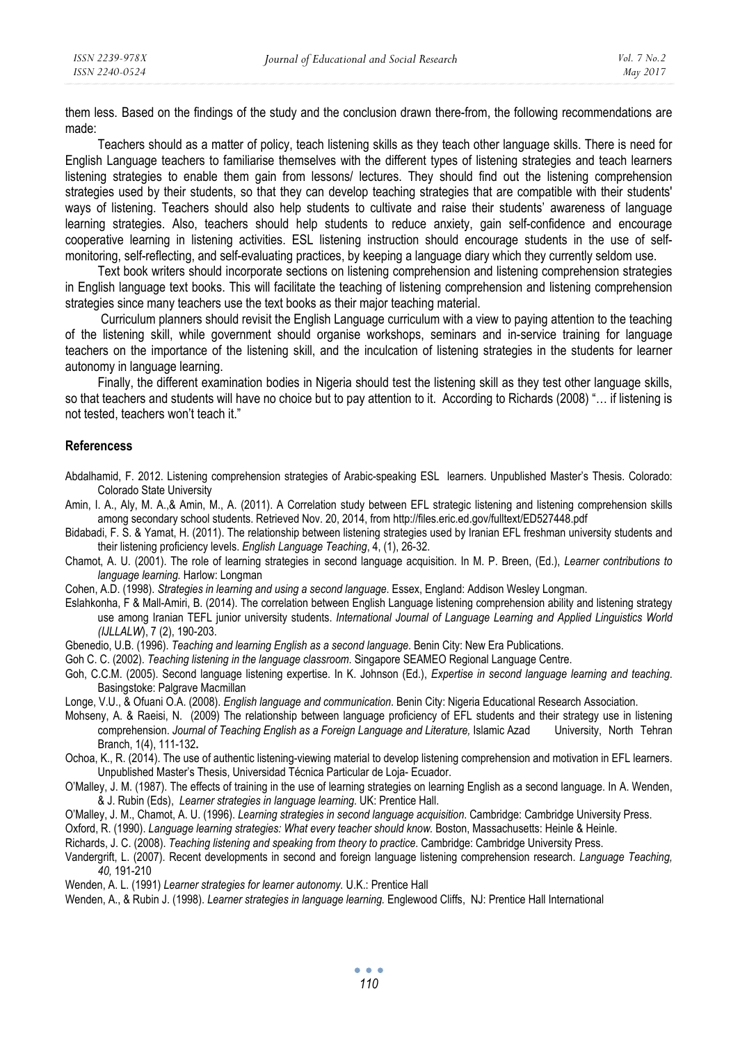them less. Based on the findings of the study and the conclusion drawn there-from, the following recommendations are made:

Teachers should as a matter of policy, teach listening skills as they teach other language skills. There is need for English Language teachers to familiarise themselves with the different types of listening strategies and teach learners listening strategies to enable them gain from lessons/ lectures. They should find out the listening comprehension strategies used by their students, so that they can develop teaching strategies that are compatible with their students' ways of listening. Teachers should also help students to cultivate and raise their students' awareness of language learning strategies. Also, teachers should help students to reduce anxiety, gain self-confidence and encourage cooperative learning in listening activities. ESL listening instruction should encourage students in the use of self-monitoring, self-reflecting, and self-evaluating practices, by keeping a language diary which they currently seldom use.

Text book writers should incorporate sections on listening comprehension and listening comprehension strategies in English language text books. This will facilitate the teaching of listening comprehension and listening comprehension strategies since many teachers use the text books as their major teaching material.

Curriculum planners should revisit the English Language curriculum with a view to paying attention to the teaching of the listening skill, while government should organise workshops, seminars and in-service training for language teachers on the importance of the listening skill, and the inculcation of listening strategies in the students for learner autonomy in language learning.

Finally, the different examination bodies in Nigeria should test the listening skill as they test other language skills, so that teachers and students will have no choice but to pay attention to it. According to Richards (2008) "… if listening is not tested, teachers won't teach it."

### Referencess

Abdalhamid, F. 2012. Listening comprehension strategies of Arabic-speaking ESL learners. Unpublished Master's Thesis. Colorado: Colorado State University

Amin, I. A., Aly, M. A.,& Amin, M., A. (2011). A Correlation study between EFL strategic listening and listening comprehension skills among secondary school students. Retrieved Nov. 20, 2014, from http://files.eric.ed.gov/fulltext/ED527448.pdf

Bidabadi, F. S. & Yamat, H. (2011). The relationship between listening strategies used by Iranian EFL freshman university students and their listening proficiency levels. *English Language Teaching*, 4, (1), 26-32.

Chamot, A. U. (2001). The role of learning strategies in second language acquisition. In M. P. Breen, (Ed.), *Learner contributions to language learning.* Harlow: Longman

Cohen, A.D. (1998). *Strategies in learning and using a second language*. Essex, England: Addison Wesley Longman.

Eslahkonha, F & Mall-Amiri, B. (2014). The correlation between English Language listening comprehension ability and listening strategy use among Iranian TEFL junior university students. *International Journal of Language Learning and Applied Linguistics World (IJLLALW)*, 7 (2), 190-203.

Gbenedio, U.B. (1996). *Teaching and learning English as a second language*. Benin City: New Era Publications.

Goh C. C. (2002). *Teaching listening in the language classroom*. Singapore SEAMEO Regional Language Centre.

Goh, C.C.M. (2005). Second language listening expertise. In K. Johnson (Ed.), *Expertise in second language learning and teaching*. Basingstoke: Palgrave Macmillan

Longe, V.U., & Ofuani O.A. (2008). *English language and communication*. Benin City: Nigeria Educational Research Association.

Mohseny, A. & Raeisi, N. (2009) The relationship between language proficiency of EFL students and their strategy use in listening comprehension. *Journal of Teaching English as a Foreign Language and Literature,* Islamic Azad University, North Tehran Branch, 1(4), 111-132**.**

Ochoa, K., R. (2014). The use of authentic listening-viewing material to develop listening comprehension and motivation in EFL learners. Unpublished Master's Thesis, Universidad Técnica Particular de Loja- Ecuador.

O'Malley, J. M. (1987). The effects of training in the use of learning strategies on learning English as a second language. In A. Wenden, & J. Rubin (Eds), *Learner strategies in language learning.* UK: Prentice Hall.

O'Malley, J. M., Chamot, A. U. (1996). *Learning strategies in second language acquisition*. Cambridge: Cambridge University Press.

Oxford, R. (1990). *Language learning strategies: What every teacher should know.* Boston, Massachusetts: Heinle & Heinle.

Richards, J. C. (2008). *Teaching listening and speaking from theory to practice*. Cambridge: Cambridge University Press.

Vandergrift, L. (2007). Recent developments in second and foreign language listening comprehension research. *Language Teaching, 40,* 191-210

Wenden, A. L. (1991) *Learner strategies for learner autonomy.* U.K.: Prentice Hall

Wenden, A., & Rubin J. (1998). *Learner strategies in language learning.* Englewood Cliffs, NJ: Prentice Hall International